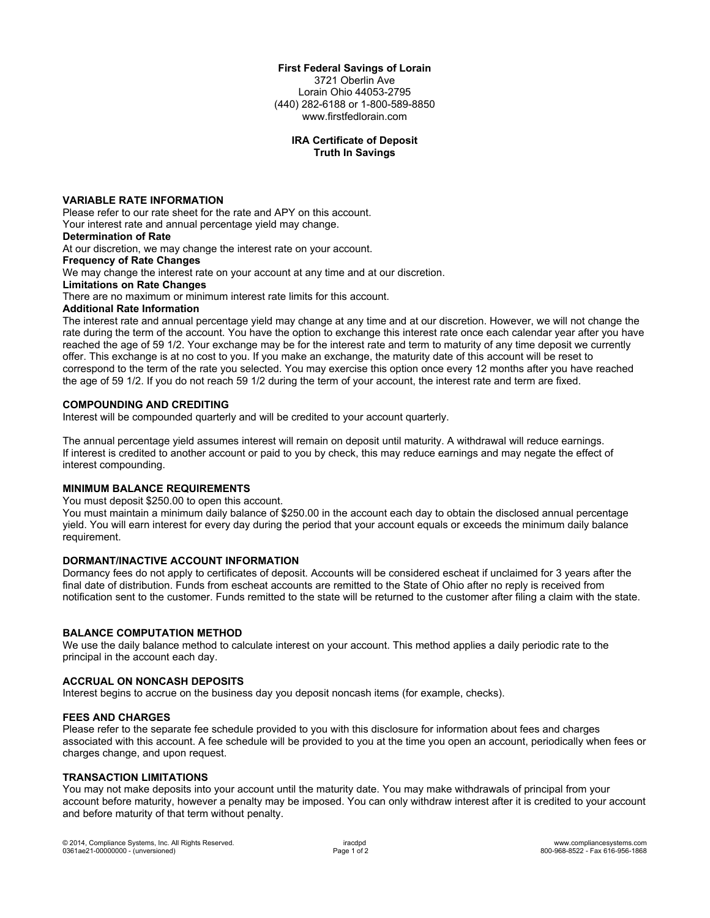**First Federal Savings of Lorain**
3721 Oberlin Ave
Lorain Ohio 44053-2795
(440) 282-6188 or 1-800-589-8850
www.firstfedlorain.com

# IRA Certificate of Deposit
# Truth In Savings

## VARIABLE RATE INFORMATION

Please refer to our rate sheet for the rate and APY on this account.
Your interest rate and annual percentage yield may change.

### Determination of Rate

At our discretion, we may change the interest rate on your account.

### Frequency of Rate Changes

We may change the interest rate on your account at any time and at our discretion.

### Limitations on Rate Changes

There are no maximum or minimum interest rate limits for this account.

### Additional Rate Information

The interest rate and annual percentage yield may change at any time and at our discretion. However, we will not change the rate during the term of the account. You have the option to exchange this interest rate once each calendar year after you have reached the age of 59 1/2. Your exchange may be for the interest rate and term to maturity of any time deposit we currently offer. This exchange is at no cost to you. If you make an exchange, the maturity date of this account will be reset to correspond to the term of the rate you selected. You may exercise this option once every 12 months after you have reached the age of 59 1/2. If you do not reach 59 1/2 during the term of your account, the interest rate and term are fixed.

## COMPOUNDING AND CREDITING

Interest will be compounded quarterly and will be credited to your account quarterly.

The annual percentage yield assumes interest will remain on deposit until maturity. A withdrawal will reduce earnings. If interest is credited to another account or paid to you by check, this may reduce earnings and may negate the effect of interest compounding.

## MINIMUM BALANCE REQUIREMENTS

You must deposit $250.00 to open this account.
You must maintain a minimum daily balance of $250.00 in the account each day to obtain the disclosed annual percentage yield. You will earn interest for every day during the period that your account equals or exceeds the minimum daily balance requirement.

## DORMANT/INACTIVE ACCOUNT INFORMATION

Dormancy fees do not apply to certificates of deposit. Accounts will be considered escheat if unclaimed for 3 years after the final date of distribution. Funds from escheat accounts are remitted to the State of Ohio after no reply is received from notification sent to the customer. Funds remitted to the state will be returned to the customer after filing a claim with the state.

## BALANCE COMPUTATION METHOD

We use the daily balance method to calculate interest on your account. This method applies a daily periodic rate to the principal in the account each day.

## ACCRUAL ON NONCASH DEPOSITS

Interest begins to accrue on the business day you deposit noncash items (for example, checks).

## FEES AND CHARGES

Please refer to the separate fee schedule provided to you with this disclosure for information about fees and charges associated with this account. A fee schedule will be provided to you at the time you open an account, periodically when fees or charges change, and upon request.

## TRANSACTION LIMITATIONS

You may not make deposits into your account until the maturity date. You may make withdrawals of principal from your account before maturity, however a penalty may be imposed. You can only withdraw interest after it is credited to your account and before maturity of that term without penalty.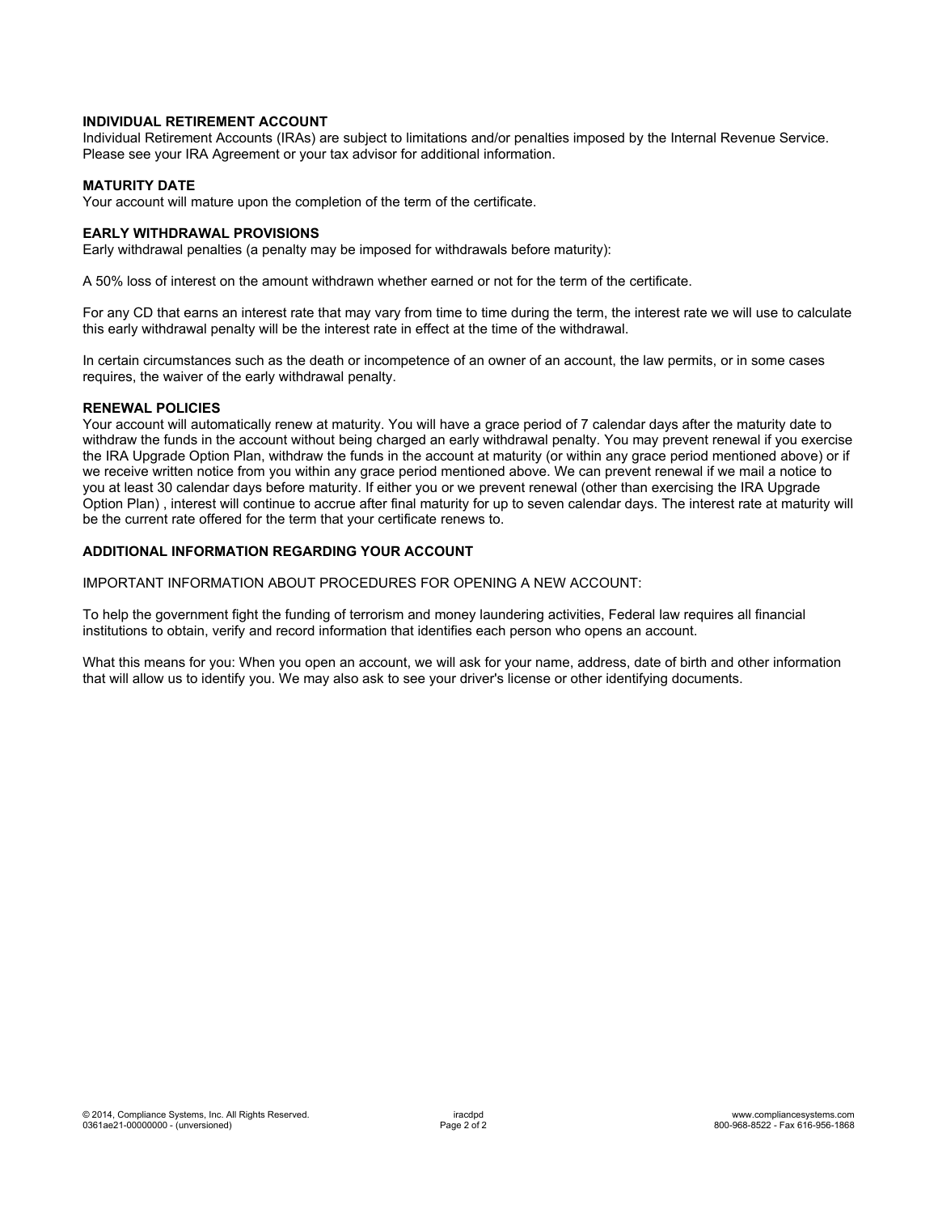**INDIVIDUAL RETIREMENT ACCOUNT**
Individual Retirement Accounts (IRAs) are subject to limitations and/or penalties imposed by the Internal Revenue Service. Please see your IRA Agreement or your tax advisor for additional information.

**MATURITY DATE**
Your account will mature upon the completion of the term of the certificate.

**EARLY WITHDRAWAL PROVISIONS**
Early withdrawal penalties (a penalty may be imposed for withdrawals before maturity):

A 50% loss of interest on the amount withdrawn whether earned or not for the term of the certificate.

For any CD that earns an interest rate that may vary from time to time during the term, the interest rate we will use to calculate this early withdrawal penalty will be the interest rate in effect at the time of the withdrawal.

In certain circumstances such as the death or incompetence of an owner of an account, the law permits, or in some cases requires, the waiver of the early withdrawal penalty.

**RENEWAL POLICIES**
Your account will automatically renew at maturity. You will have a grace period of 7 calendar days after the maturity date to withdraw the funds in the account without being charged an early withdrawal penalty. You may prevent renewal if you exercise the IRA Upgrade Option Plan, withdraw the funds in the account at maturity (or within any grace period mentioned above) or if we receive written notice from you within any grace period mentioned above. We can prevent renewal if we mail a notice to you at least 30 calendar days before maturity. If either you or we prevent renewal (other than exercising the IRA Upgrade Option Plan) , interest will continue to accrue after final maturity for up to seven calendar days. The interest rate at maturity will be the current rate offered for the term that your certificate renews to.

**ADDITIONAL INFORMATION REGARDING YOUR ACCOUNT**

IMPORTANT INFORMATION ABOUT PROCEDURES FOR OPENING A NEW ACCOUNT:

To help the government fight the funding of terrorism and money laundering activities, Federal law requires all financial institutions to obtain, verify and record information that identifies each person who opens an account.

What this means for you: When you open an account, we will ask for your name, address, date of birth and other information that will allow us to identify you. We may also ask to see your driver's license or other identifying documents.